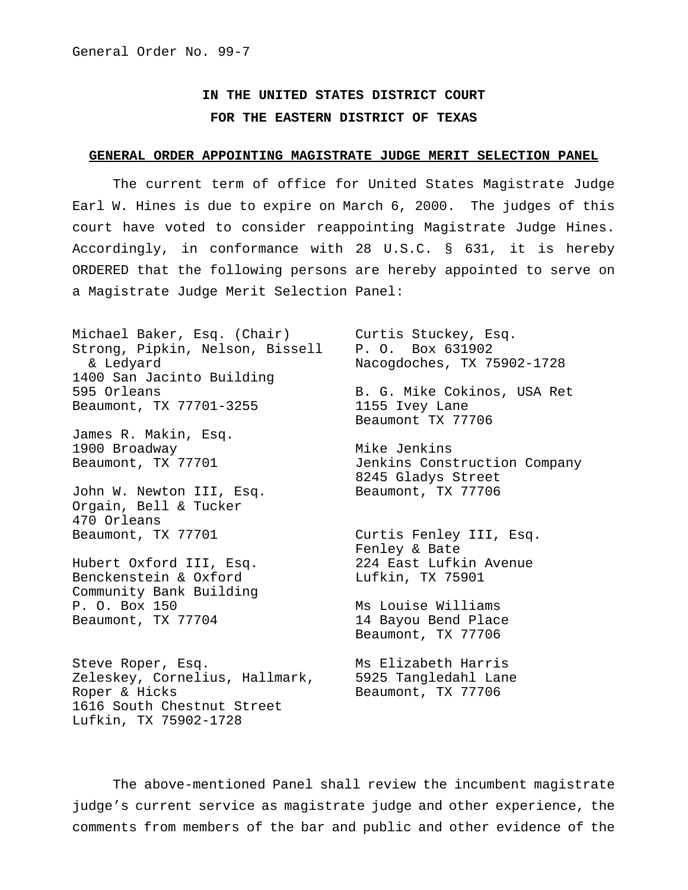General Order No. 99-7

**IN THE UNITED STATES DISTRICT COURT**
**FOR THE EASTERN DISTRICT OF TEXAS**

**GENERAL ORDER APPOINTING MAGISTRATE JUDGE MERIT SELECTION PANEL**

The current term of office for United States Magistrate Judge Earl W. Hines is due to expire on March 6, 2000. The judges of this court have voted to consider reappointing Magistrate Judge Hines. Accordingly, in conformance with 28 U.S.C. § 631, it is hereby ORDERED that the following persons are hereby appointed to serve on a Magistrate Judge Merit Selection Panel:

Michael Baker, Esq. (Chair)
Strong, Pipkin, Nelson, Bissell & Ledyard
1400 San Jacinto Building
595 Orleans
Beaumont, TX 77701-3255

James R. Makin, Esq.
1900 Broadway
Beaumont, TX 77701

John W. Newton III, Esq.
Orgain, Bell & Tucker
470 Orleans
Beaumont, TX 77701

Hubert Oxford III, Esq.
Benckenstein & Oxford
Community Bank Building
P. O. Box 150
Beaumont, TX 77704

Steve Roper, Esq.
Zeleskey, Cornelius, Hallmark, Roper & Hicks
1616 South Chestnut Street
Lufkin, TX 75902-1728

Curtis Stuckey, Esq.
P. O. Box 631902
Nacogdoches, TX 75902-1728

B. G. Mike Cokinos, USA Ret
1155 Ivey Lane
Beaumont TX 77706

Mike Jenkins
Jenkins Construction Company
8245 Gladys Street
Beaumont, TX 77706

Curtis Fenley III, Esq.
Fenley & Bate
224 East Lufkin Avenue
Lufkin, TX 75901

Ms Louise Williams
14 Bayou Bend Place
Beaumont, TX 77706

Ms Elizabeth Harris
5925 Tangledahl Lane
Beaumont, TX 77706

The above-mentioned Panel shall review the incumbent magistrate judge's current service as magistrate judge and other experience, the comments from members of the bar and public and other evidence of the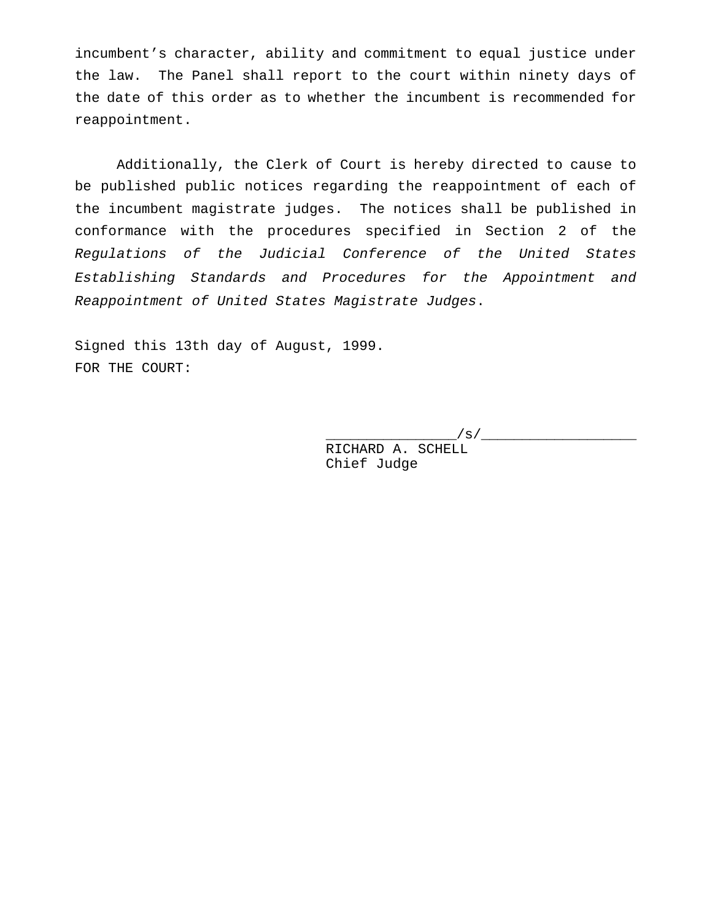incumbent's character, ability and commitment to equal justice under the law. The Panel shall report to the court within ninety days of the date of this order as to whether the incumbent is recommended for reappointment.

Additionally, the Clerk of Court is hereby directed to cause to be published public notices regarding the reappointment of each of the incumbent magistrate judges. The notices shall be published in conformance with the procedures specified in Section 2 of the *Regulations of the Judicial Conference of the United States Establishing Standards and Procedures for the Appointment and Reappointment of United States Magistrate Judges*.

Signed this 13th day of August, 1999.
FOR THE COURT:

/s/
RICHARD A. SCHELL
Chief Judge